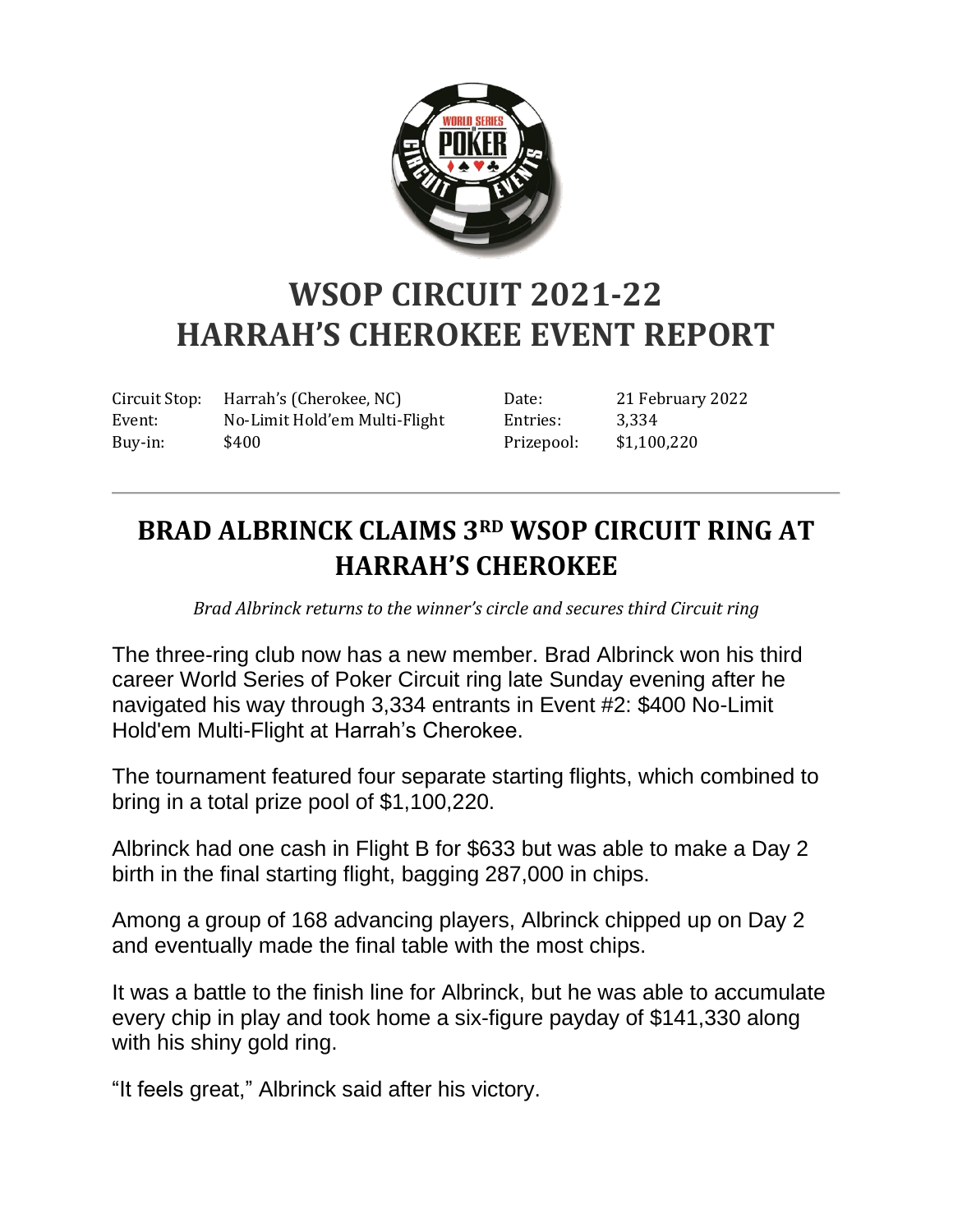# WSOP CIRCUIT 2021-22
# HARRAH'S CHEROKEE EVENT REPORT

| | | | |
|---|---|---|---|
| Circuit Stop: | Harrah's (Cherokee, NC) | Date: | 21 February 2022 |
| Event: | No-Limit Hold'em Multi-Flight | Entries: | 3,334 |
| Buy-in: | $400 | Prizepool: | $1,100,220 |

---

## BRAD ALBRINCK CLAIMS 3RD WSOP CIRCUIT RING AT HARRAH'S CHEROKEE

*Brad Albrinck returns to the winner's circle and secures third Circuit ring*

The three-ring club now has a new member. Brad Albrinck won his third career World Series of Poker Circuit ring late Sunday evening after he navigated his way through 3,334 entrants in Event #2: $400 No-Limit Hold'em Multi-Flight at Harrah's Cherokee.

The tournament featured four separate starting flights, which combined to bring in a total prize pool of $1,100,220.

Albrinck had one cash in Flight B for $633 but was able to make a Day 2 birth in the final starting flight, bagging 287,000 in chips.

Among a group of 168 advancing players, Albrinck chipped up on Day 2 and eventually made the final table with the most chips.

It was a battle to the finish line for Albrinck, but he was able to accumulate every chip in play and took home a six-figure payday of $141,330 along with his shiny gold ring.

"It feels great," Albrinck said after his victory.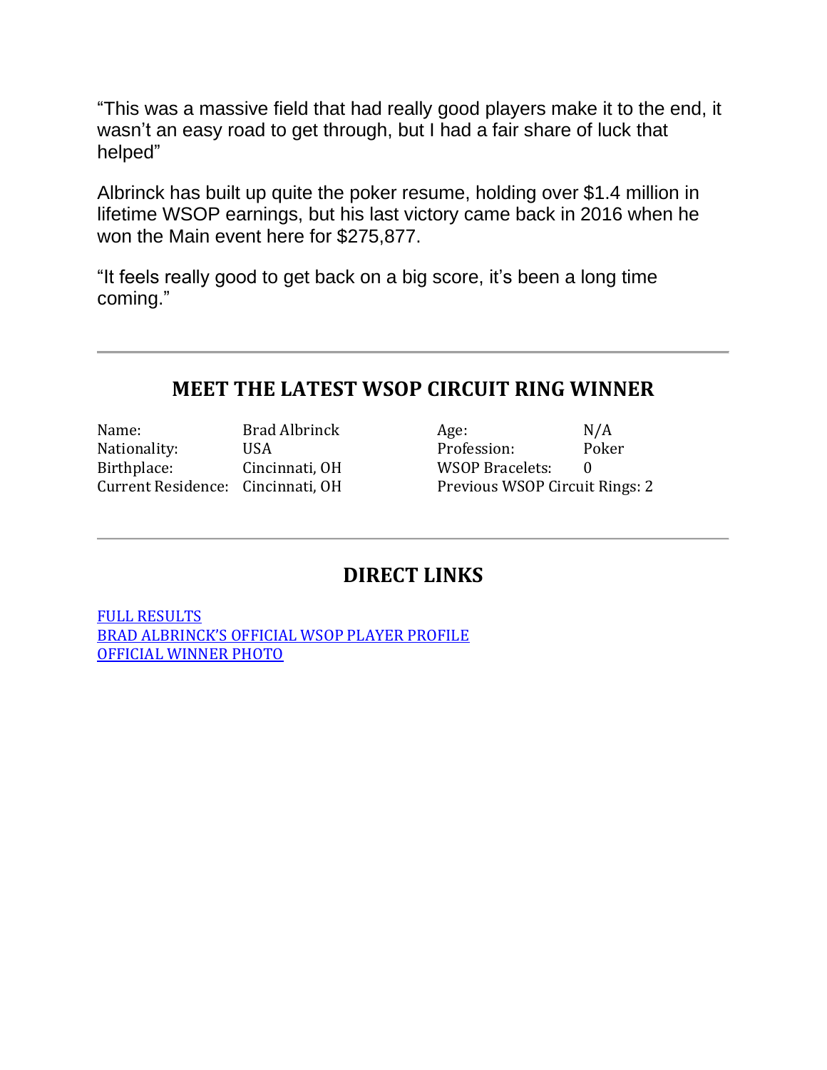"This was a massive field that had really good players make it to the end, it wasn't an easy road to get through, but I had a fair share of luck that helped"

Albrinck has built up quite the poker resume, holding over $1.4 million in lifetime WSOP earnings, but his last victory came back in 2016 when he won the Main event here for $275,877.

"It feels really good to get back on a big score, it's been a long time coming."

---

## MEET THE LATEST WSOP CIRCUIT RING WINNER

| | | | |
|---|---|---|---|
| Name: | Brad Albrinck | Age: | N/A |
| Nationality: | USA | Profession: | Poker |
| Birthplace: | Cincinnati, OH | WSOP Bracelets: | 0 |
| Current Residence: | Cincinnati, OH | Previous WSOP Circuit Rings: | 2 |

---

## DIRECT LINKS

FULL RESULTS
BRAD ALBRINCK'S OFFICIAL WSOP PLAYER PROFILE
OFFICIAL WINNER PHOTO